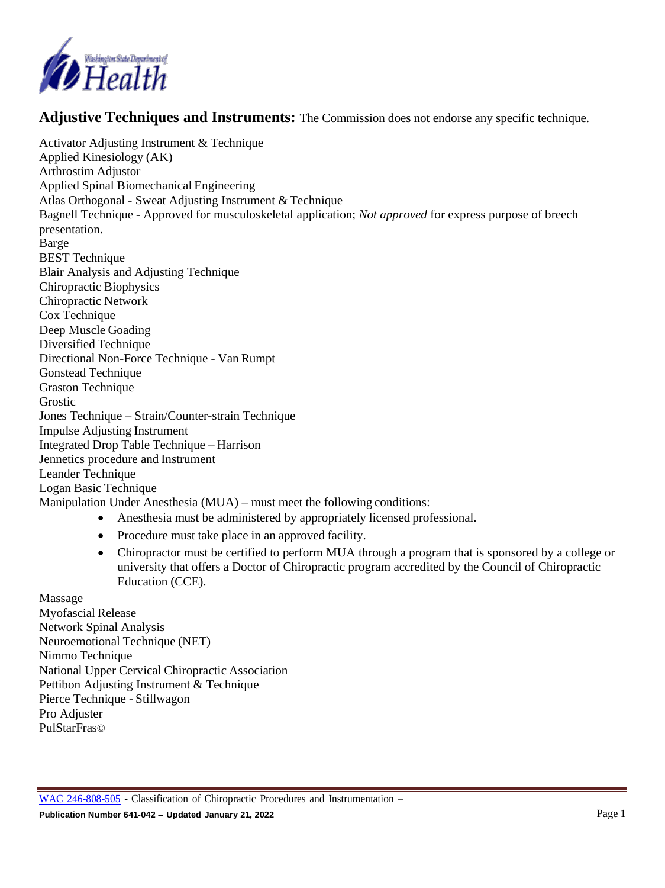**Adjustive Techniques and Instruments:** The Commission does not endorse any specific technique.

Activator Adjusting Instrument & Technique
Applied Kinesiology (AK)
Arthrostim Adjustor
Applied Spinal Biomechanical Engineering
Atlas Orthogonal - Sweat Adjusting Instrument & Technique
Bagnell Technique - Approved for musculoskeletal application; *Not approved* for express purpose of breech presentation.
Barge
BEST Technique
Blair Analysis and Adjusting Technique
Chiropractic Biophysics
Chiropractic Network
Cox Technique
Deep Muscle Goading
Diversified Technique
Directional Non-Force Technique - Van Rumpt
Gonstead Technique
Graston Technique
Grostic
Jones Technique – Strain/Counter-strain Technique
Impulse Adjusting Instrument
Integrated Drop Table Technique – Harrison
Jennetics procedure and Instrument
Leander Technique
Logan Basic Technique
Manipulation Under Anesthesia (MUA) – must meet the following conditions:

- Anesthesia must be administered by appropriately licensed professional.
- Procedure must take place in an approved facility.
- Chiropractor must be certified to perform MUA through a program that is sponsored by a college or university that offers a Doctor of Chiropractic program accredited by the Council of Chiropractic Education (CCE).

Massage
Myofascial Release
Network Spinal Analysis
Neuroemotional Technique (NET)
Nimmo Technique
National Upper Cervical Chiropractic Association
Pettibon Adjusting Instrument & Technique
Pierce Technique - Stillwagon
Pro Adjuster
PulStarFras©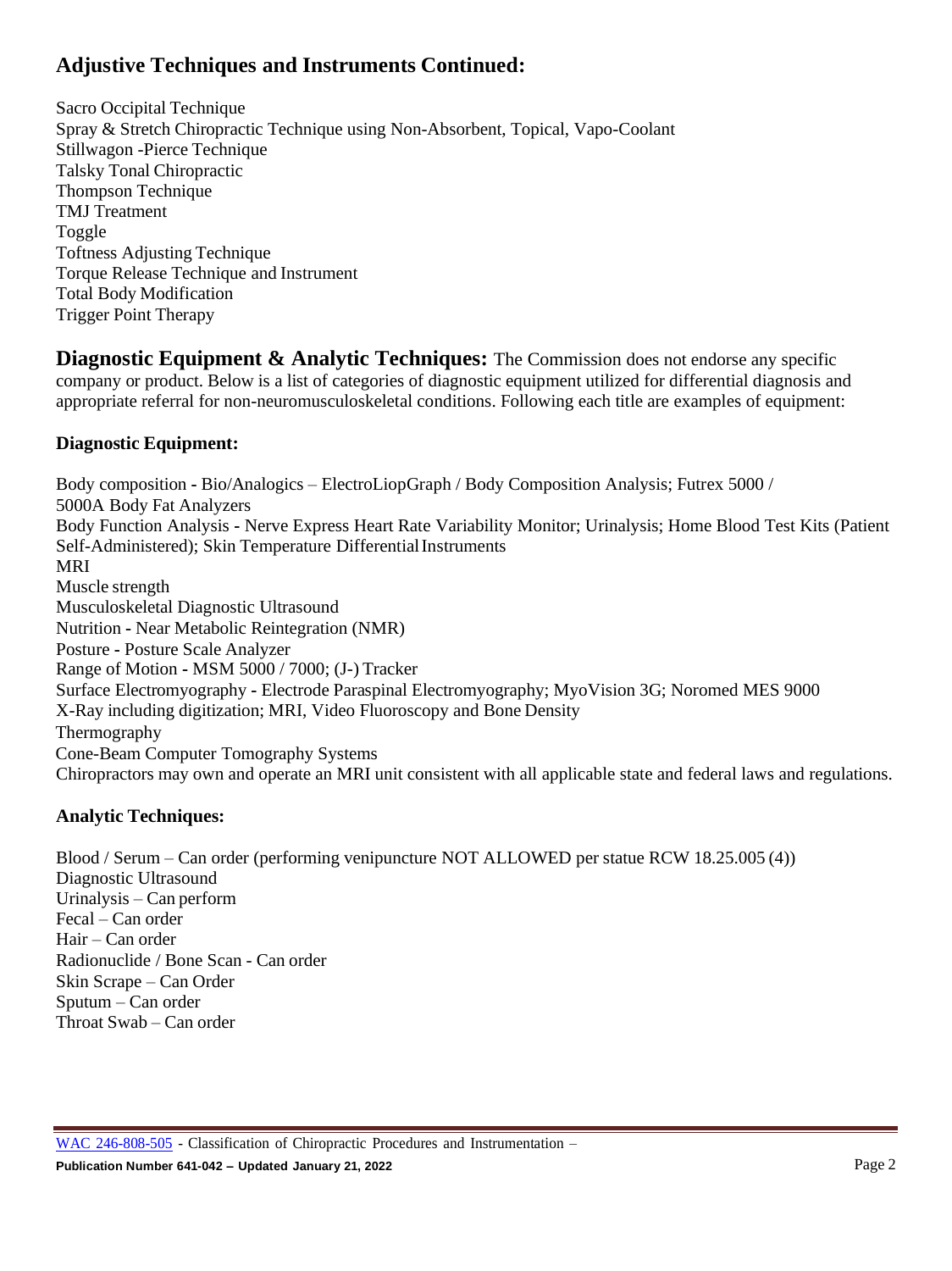## Adjustive Techniques and Instruments Continued:

Sacro Occipital Technique
Spray & Stretch Chiropractic Technique using Non-Absorbent, Topical, Vapo-Coolant
Stillwagon -Pierce Technique
Talsky Tonal Chiropractic
Thompson Technique
TMJ Treatment
Toggle
Toftness Adjusting Technique
Torque Release Technique and Instrument
Total Body Modification
Trigger Point Therapy

## Diagnostic Equipment & Analytic Techniques:

The Commission does not endorse any specific company or product. Below is a list of categories of diagnostic equipment utilized for differential diagnosis and appropriate referral for non-neuromusculoskeletal conditions. Following each title are examples of equipment:

### Diagnostic Equipment:

Body composition - Bio/Analogics – ElectroLiopGraph / Body Composition Analysis; Futrex 5000 / 5000A Body Fat Analyzers
Body Function Analysis - Nerve Express Heart Rate Variability Monitor; Urinalysis; Home Blood Test Kits (Patient Self-Administered); Skin Temperature Differential Instruments
MRI
Muscle strength
Musculoskeletal Diagnostic Ultrasound
Nutrition - Near Metabolic Reintegration (NMR)
Posture - Posture Scale Analyzer
Range of Motion - MSM 5000 / 7000; (J-) Tracker
Surface Electromyography - Electrode Paraspinal Electromyography; MyoVision 3G; Noromed MES 9000
X-Ray including digitization; MRI, Video Fluoroscopy and Bone Density
Thermography
Cone-Beam Computer Tomography Systems
Chiropractors may own and operate an MRI unit consistent with all applicable state and federal laws and regulations.

### Analytic Techniques:

Blood / Serum – Can order (performing venipuncture NOT ALLOWED per statue RCW 18.25.005 (4))
Diagnostic Ultrasound
Urinalysis – Can perform
Fecal – Can order
Hair – Can order
Radionuclide / Bone Scan - Can order
Skin Scrape – Can Order
Sputum – Can order
Throat Swab – Can order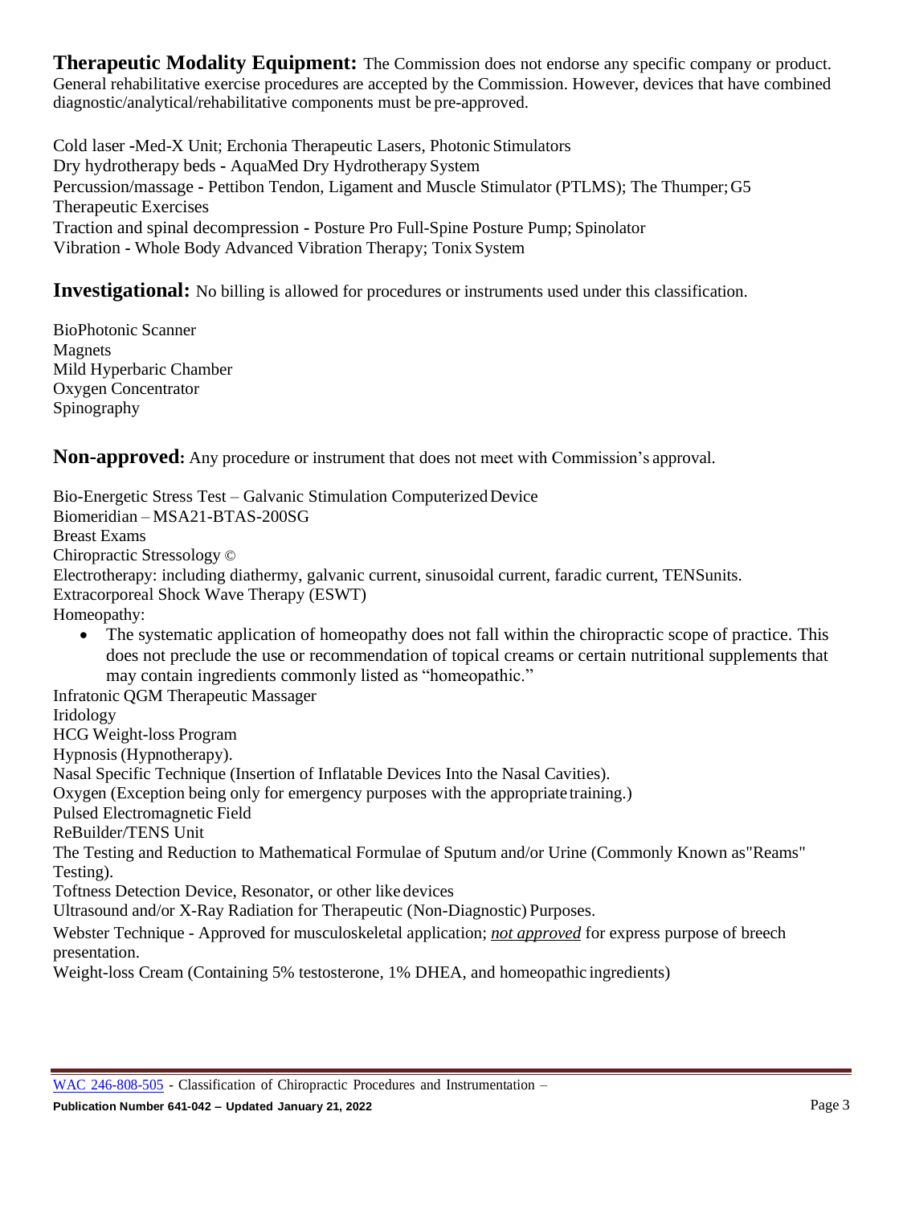**Therapeutic Modality Equipment:** The Commission does not endorse any specific company or product. General rehabilitative exercise procedures are accepted by the Commission. However, devices that have combined diagnostic/analytical/rehabilitative components must be pre-approved.

Cold laser -Med-X Unit; Erchonia Therapeutic Lasers, Photonic Stimulators
Dry hydrotherapy beds - AquaMed Dry Hydrotherapy System
Percussion/massage - Pettibon Tendon, Ligament and Muscle Stimulator (PTLMS); The Thumper; G5 Therapeutic Exercises
Traction and spinal decompression - Posture Pro Full-Spine Posture Pump; Spinolator
Vibration - Whole Body Advanced Vibration Therapy; Tonix System

**Investigational:** No billing is allowed for procedures or instruments used under this classification.

BioPhotonic Scanner
Magnets
Mild Hyperbaric Chamber
Oxygen Concentrator
Spinography

**Non-approved:** Any procedure or instrument that does not meet with Commission's approval.

Bio-Energetic Stress Test – Galvanic Stimulation Computerized Device
Biomeridian – MSA21-BTAS-200SG
Breast Exams
Chiropractic Stressology ©
Electrotherapy: including diathermy, galvanic current, sinusoidal current, faradic current, TENSunits.
Extracorporeal Shock Wave Therapy (ESWT)
Homeopathy:

- The systematic application of homeopathy does not fall within the chiropractic scope of practice. This does not preclude the use or recommendation of topical creams or certain nutritional supplements that may contain ingredients commonly listed as "homeopathic."

Infratonic QGM Therapeutic Massager
Iridology
HCG Weight-loss Program
Hypnosis (Hypnotherapy).
Nasal Specific Technique (Insertion of Inflatable Devices Into the Nasal Cavities).
Oxygen (Exception being only for emergency purposes with the appropriate training.)
Pulsed Electromagnetic Field
ReBuilder/TENS Unit
The Testing and Reduction to Mathematical Formulae of Sputum and/or Urine (Commonly Known as"Reams" Testing).
Toftness Detection Device, Resonator, or other like devices
Ultrasound and/or X-Ray Radiation for Therapeutic (Non-Diagnostic) Purposes.
Webster Technique - Approved for musculoskeletal application; ***not approved*** for express purpose of breech presentation.
Weight-loss Cream (Containing 5% testosterone, 1% DHEA, and homeopathic ingredients)